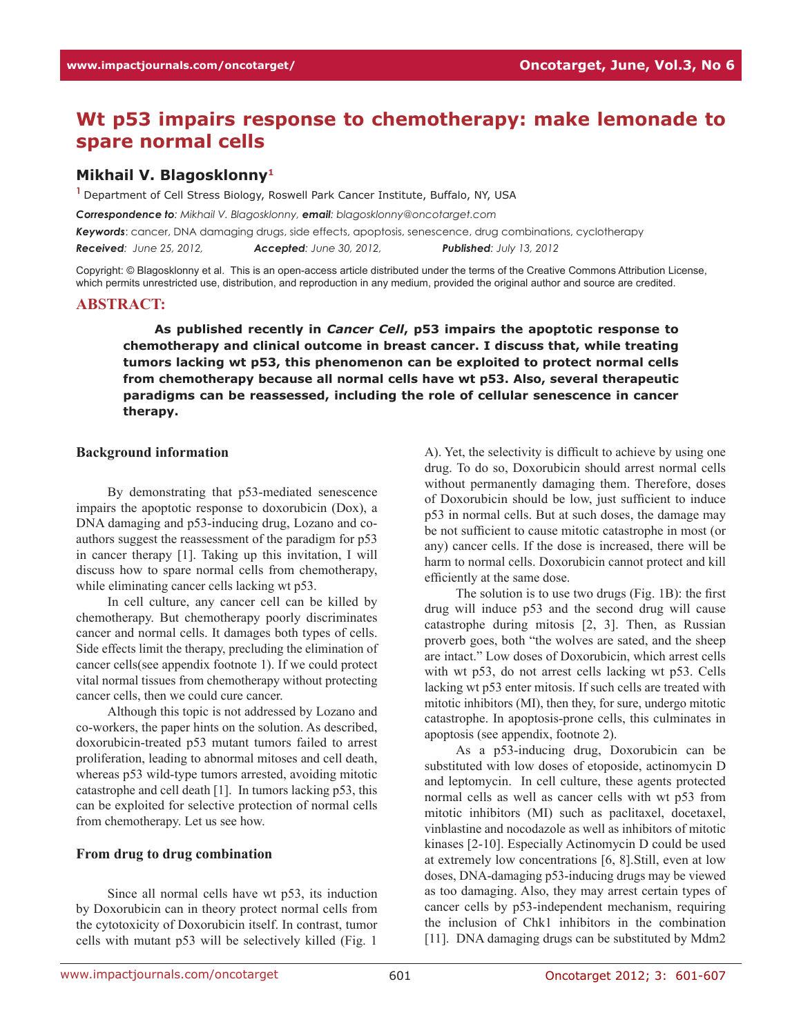# Wt p53 impairs response to chemotherapy: make lemonade to spare normal cells

**Mikhail V. Blagosklonny**[1]

[1] Department of Cell Stress Biology, Roswell Park Cancer Institute, Buffalo, NY, USA

*Correspondence to: Mikhail V. Blagosklonny, email: blagosklonny@oncotarget.com*

***Keywords***: cancer, DNA damaging drugs, side effects, apoptosis, senescence, drug combinations, cyclotherapy

***Received***: June 25, 2012, ***Accepted***: June 30, 2012, ***Published***: July 13, 2012

Copyright: © Blagosklonny et al. This is an open-access article distributed under the terms of the Creative Commons Attribution License, which permits unrestricted use, distribution, and reproduction in any medium, provided the original author and source are credited.

## ABSTRACT:

**As published recently in *Cancer Cell*, p53 impairs the apoptotic response to chemotherapy and clinical outcome in breast cancer. I discuss that, while treating tumors lacking wt p53, this phenomenon can be exploited to protect normal cells from chemotherapy because all normal cells have wt p53. Also, several therapeutic paradigms can be reassessed, including the role of cellular senescence in cancer therapy.**

### Background information

By demonstrating that p53-mediated senescence impairs the apoptotic response to doxorubicin (Dox), a DNA damaging and p53-inducing drug, Lozano and co-authors suggest the reassessment of the paradigm for p53 in cancer therapy [1]. Taking up this invitation, I will discuss how to spare normal cells from chemotherapy, while eliminating cancer cells lacking wt p53.

In cell culture, any cancer cell can be killed by chemotherapy. But chemotherapy poorly discriminates cancer and normal cells. It damages both types of cells. Side effects limit the therapy, precluding the elimination of cancer cells(see appendix footnote 1). If we could protect vital normal tissues from chemotherapy without protecting cancer cells, then we could cure cancer.

Although this topic is not addressed by Lozano and co-workers, the paper hints on the solution. As described, doxorubicin-treated p53 mutant tumors failed to arrest proliferation, leading to abnormal mitoses and cell death, whereas p53 wild-type tumors arrested, avoiding mitotic catastrophe and cell death [1]. In tumors lacking p53, this can be exploited for selective protection of normal cells from chemotherapy. Let us see how.

### From drug to drug combination

Since all normal cells have wt p53, its induction by Doxorubicin can in theory protect normal cells from the cytotoxicity of Doxorubicin itself. In contrast, tumor cells with mutant p53 will be selectively killed (Fig. 1 A). Yet, the selectivity is difficult to achieve by using one drug. To do so, Doxorubicin should arrest normal cells without permanently damaging them. Therefore, doses of Doxorubicin should be low, just sufficient to induce p53 in normal cells. But at such doses, the damage may be not sufficient to cause mitotic catastrophe in most (or any) cancer cells. If the dose is increased, there will be harm to normal cells. Doxorubicin cannot protect and kill efficiently at the same dose.

The solution is to use two drugs (Fig. 1B): the first drug will induce p53 and the second drug will cause catastrophe during mitosis [2, 3]. Then, as Russian proverb goes, both "the wolves are sated, and the sheep are intact." Low doses of Doxorubicin, which arrest cells with wt p53, do not arrest cells lacking wt p53. Cells lacking wt p53 enter mitosis. If such cells are treated with mitotic inhibitors (MI), then they, for sure, undergo mitotic catastrophe. In apoptosis-prone cells, this culminates in apoptosis (see appendix, footnote 2).

As a p53-inducing drug, Doxorubicin can be substituted with low doses of etoposide, actinomycin D and leptomycin. In cell culture, these agents protected normal cells as well as cancer cells with wt p53 from mitotic inhibitors (MI) such as paclitaxel, docetaxel, vinblastine and nocodazole as well as inhibitors of mitotic kinases [2-10]. Especially Actinomycin D could be used at extremely low concentrations [6, 8].Still, even at low doses, DNA-damaging p53-inducing drugs may be viewed as too damaging. Also, they may arrest certain types of cancer cells by p53-independent mechanism, requiring the inclusion of Chk1 inhibitors in the combination [11]. DNA damaging drugs can be substituted by Mdm2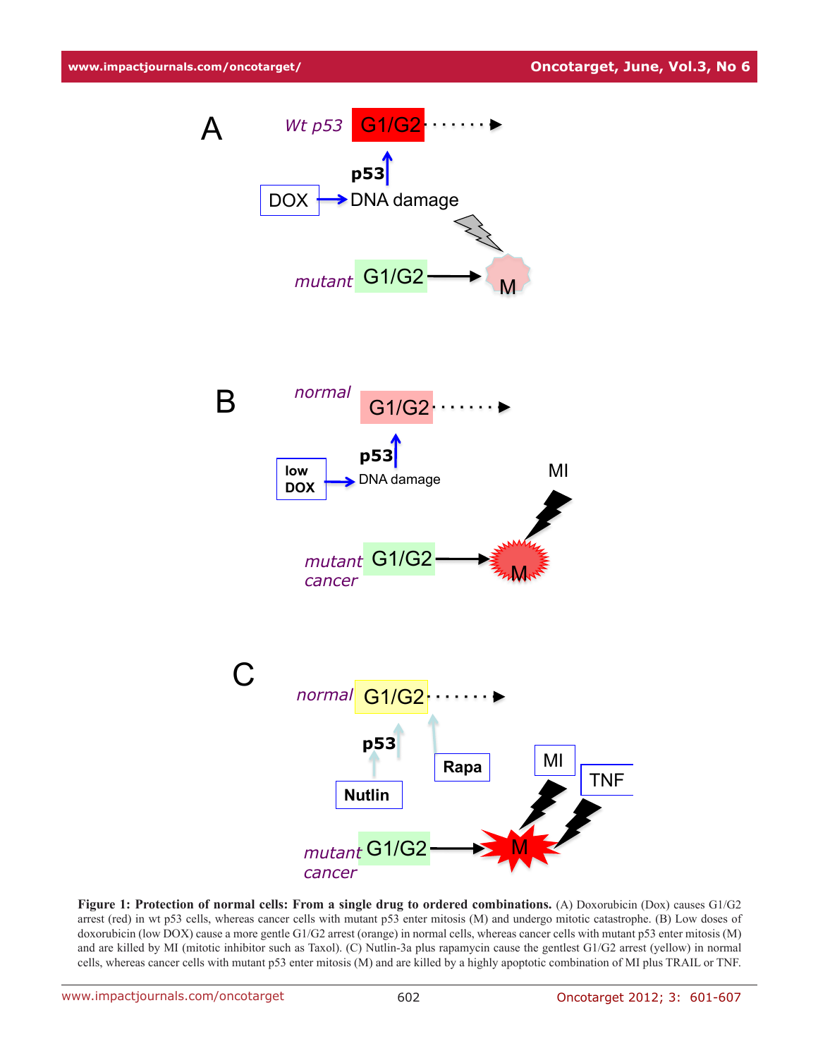**Figure 1: Protection of normal cells: From a single drug to ordered combinations.** (A) Doxorubicin (Dox) causes G1/G2 arrest (red) in wt p53 cells, whereas cancer cells with mutant p53 enter mitosis (M) and undergo mitotic catastrophe. (B) Low doses of doxorubicin (low DOX) cause a more gentle G1/G2 arrest (orange) in normal cells, whereas cancer cells with mutant p53 enter mitosis (M) and are killed by MI (mitotic inhibitor such as Taxol). (C) Nutlin-3a plus rapamycin cause the gentlest G1/G2 arrest (yellow) in normal cells, whereas cancer cells with mutant p53 enter mitosis (M) and are killed by a highly apoptotic combination of MI plus TRAIL or TNF.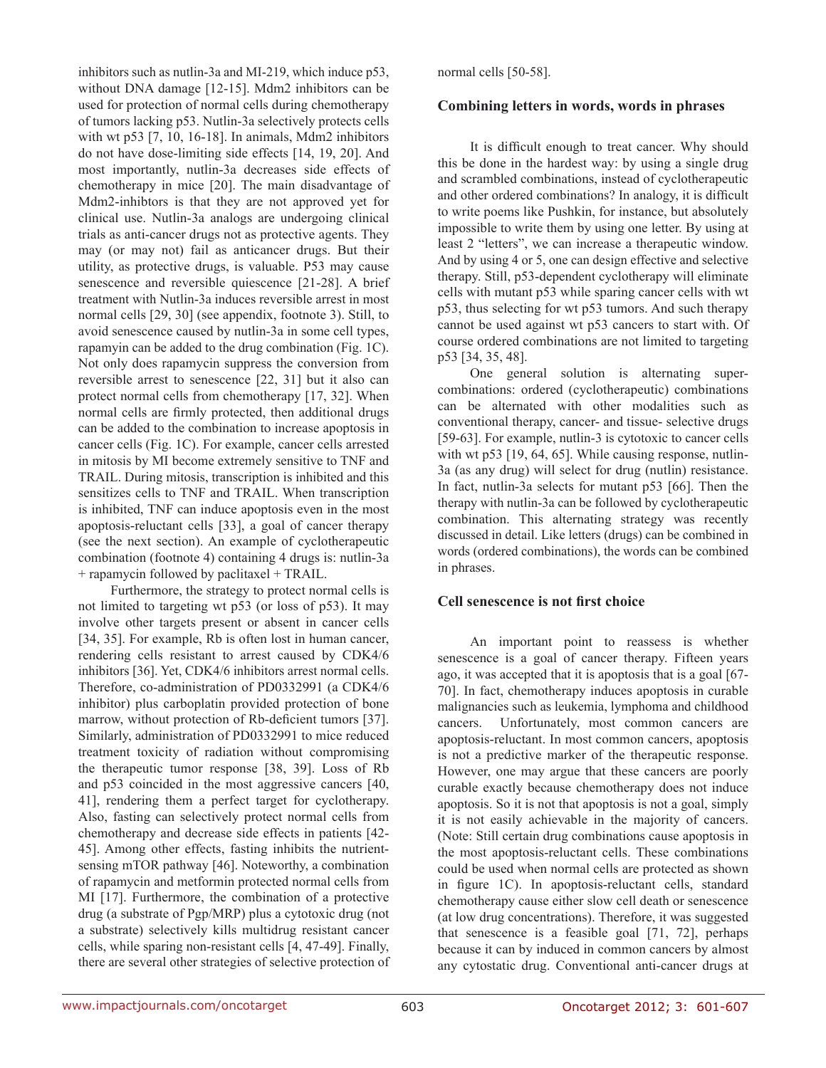inhibitors such as nutlin-3a and MI-219, which induce p53, without DNA damage [12-15]. Mdm2 inhibitors can be used for protection of normal cells during chemotherapy of tumors lacking p53. Nutlin-3a selectively protects cells with wt p53 [7, 10, 16-18]. In animals, Mdm2 inhibitors do not have dose-limiting side effects [14, 19, 20]. And most importantly, nutlin-3a decreases side effects of chemotherapy in mice [20]. The main disadvantage of Mdm2-inhibtors is that they are not approved yet for clinical use. Nutlin-3a analogs are undergoing clinical trials as anti-cancer drugs not as protective agents. They may (or may not) fail as anticancer drugs. But their utility, as protective drugs, is valuable. P53 may cause senescence and reversible quiescence [21-28]. A brief treatment with Nutlin-3a induces reversible arrest in most normal cells [29, 30] (see appendix, footnote 3). Still, to avoid senescence caused by nutlin-3a in some cell types, rapamyin can be added to the drug combination (Fig. 1C). Not only does rapamycin suppress the conversion from reversible arrest to senescence [22, 31] but it also can protect normal cells from chemotherapy [17, 32]. When normal cells are firmly protected, then additional drugs can be added to the combination to increase apoptosis in cancer cells (Fig. 1C). For example, cancer cells arrested in mitosis by MI become extremely sensitive to TNF and TRAIL. During mitosis, transcription is inhibited and this sensitizes cells to TNF and TRAIL. When transcription is inhibited, TNF can induce apoptosis even in the most apoptosis-reluctant cells [33], a goal of cancer therapy (see the next section). An example of cyclotherapeutic combination (footnote 4) containing 4 drugs is: nutlin-3a + rapamycin followed by paclitaxel + TRAIL.

Furthermore, the strategy to protect normal cells is not limited to targeting wt p53 (or loss of p53). It may involve other targets present or absent in cancer cells [34, 35]. For example, Rb is often lost in human cancer, rendering cells resistant to arrest caused by CDK4/6 inhibitors [36]. Yet, CDK4/6 inhibitors arrest normal cells. Therefore, co-administration of PD0332991 (a CDK4/6 inhibitor) plus carboplatin provided protection of bone marrow, without protection of Rb-deficient tumors [37]. Similarly, administration of PD0332991 to mice reduced treatment toxicity of radiation without compromising the therapeutic tumor response [38, 39]. Loss of Rb and p53 coincided in the most aggressive cancers [40, 41], rendering them a perfect target for cyclotherapy. Also, fasting can selectively protect normal cells from chemotherapy and decrease side effects in patients [42-45]. Among other effects, fasting inhibits the nutrient-sensing mTOR pathway [46]. Noteworthy, a combination of rapamycin and metformin protected normal cells from MI [17]. Furthermore, the combination of a protective drug (a substrate of Pgp/MRP) plus a cytotoxic drug (not a substrate) selectively kills multidrug resistant cancer cells, while sparing non-resistant cells [4, 47-49]. Finally, there are several other strategies of selective protection of normal cells [50-58].

## Combining letters in words, words in phrases

It is difficult enough to treat cancer. Why should this be done in the hardest way: by using a single drug and scrambled combinations, instead of cyclotherapeutic and other ordered combinations? In analogy, it is difficult to write poems like Pushkin, for instance, but absolutely impossible to write them by using one letter. By using at least 2 "letters", we can increase a therapeutic window. And by using 4 or 5, one can design effective and selective therapy. Still, p53-dependent cyclotherapy will eliminate cells with mutant p53 while sparing cancer cells with wt p53, thus selecting for wt p53 tumors. And such therapy cannot be used against wt p53 cancers to start with. Of course ordered combinations are not limited to targeting p53 [34, 35, 48].

One general solution is alternating super-combinations: ordered (cyclotherapeutic) combinations can be alternated with other modalities such as conventional therapy, cancer- and tissue- selective drugs [59-63]. For example, nutlin-3 is cytotoxic to cancer cells with wt p53 [19, 64, 65]. While causing response, nutlin-3a (as any drug) will select for drug (nutlin) resistance. In fact, nutlin-3a selects for mutant p53 [66]. Then the therapy with nutlin-3a can be followed by cyclotherapeutic combination. This alternating strategy was recently discussed in detail. Like letters (drugs) can be combined in words (ordered combinations), the words can be combined in phrases.

## Cell senescence is not first choice

An important point to reassess is whether senescence is a goal of cancer therapy. Fifteen years ago, it was accepted that it is apoptosis that is a goal [67-70]. In fact, chemotherapy induces apoptosis in curable malignancies such as leukemia, lymphoma and childhood cancers. Unfortunately, most common cancers are apoptosis-reluctant. In most common cancers, apoptosis is not a predictive marker of the therapeutic response. However, one may argue that these cancers are poorly curable exactly because chemotherapy does not induce apoptosis. So it is not that apoptosis is not a goal, simply it is not easily achievable in the majority of cancers. (Note: Still certain drug combinations cause apoptosis in the most apoptosis-reluctant cells. These combinations could be used when normal cells are protected as shown in figure 1C). In apoptosis-reluctant cells, standard chemotherapy cause either slow cell death or senescence (at low drug concentrations). Therefore, it was suggested that senescence is a feasible goal [71, 72], perhaps because it can by induced in common cancers by almost any cytostatic drug. Conventional anti-cancer drugs at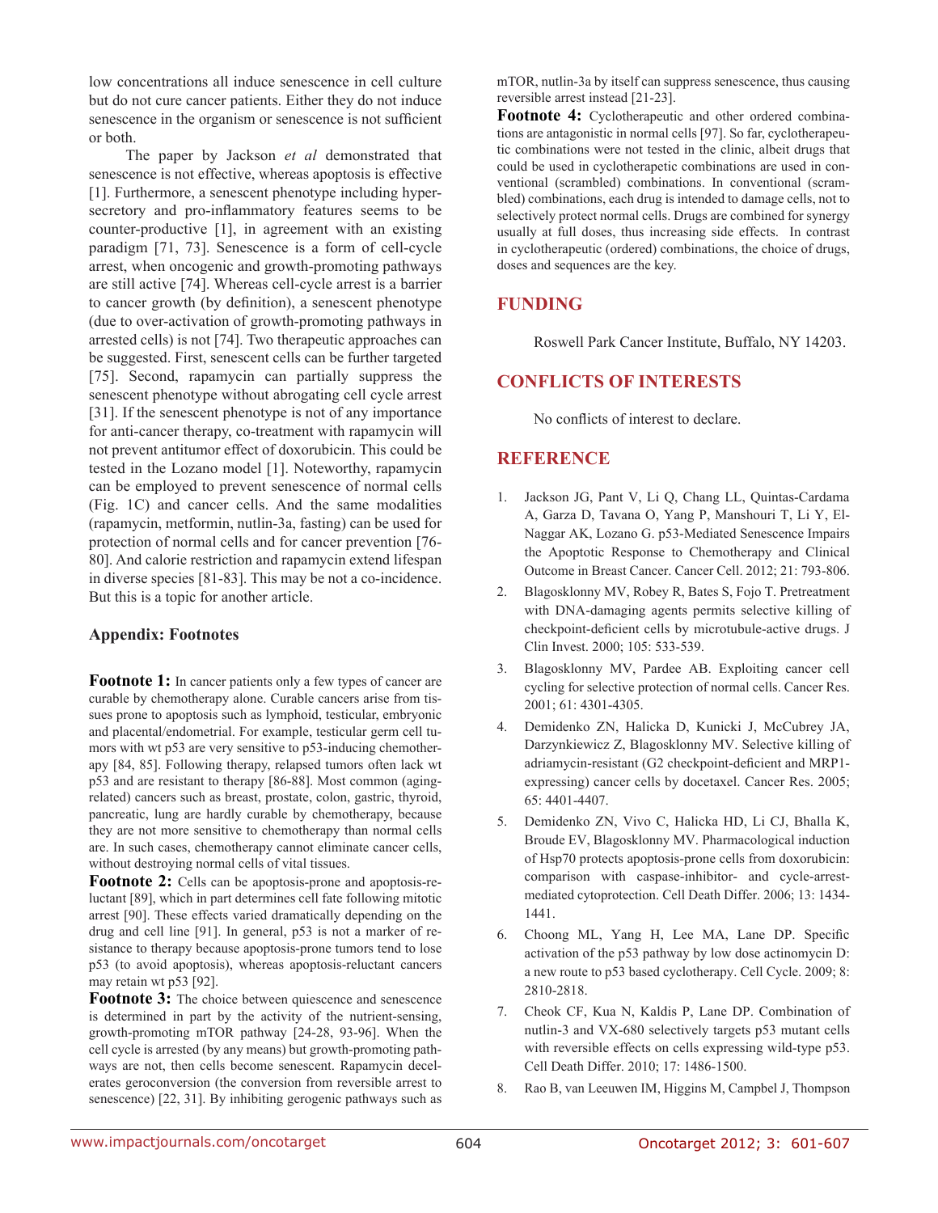low concentrations all induce senescence in cell culture but do not cure cancer patients. Either they do not induce senescence in the organism or senescence is not sufficient or both.

The paper by Jackson *et al* demonstrated that senescence is not effective, whereas apoptosis is effective [1]. Furthermore, a senescent phenotype including hyper-secretory and pro-inflammatory features seems to be counter-productive [1], in agreement with an existing paradigm [71, 73]. Senescence is a form of cell-cycle arrest, when oncogenic and growth-promoting pathways are still active [74]. Whereas cell-cycle arrest is a barrier to cancer growth (by definition), a senescent phenotype (due to over-activation of growth-promoting pathways in arrested cells) is not [74]. Two therapeutic approaches can be suggested. First, senescent cells can be further targeted [75]. Second, rapamycin can partially suppress the senescent phenotype without abrogating cell cycle arrest [31]. If the senescent phenotype is not of any importance for anti-cancer therapy, co-treatment with rapamycin will not prevent antitumor effect of doxorubicin. This could be tested in the Lozano model [1]. Noteworthy, rapamycin can be employed to prevent senescence of normal cells (Fig. 1C) and cancer cells. And the same modalities (rapamycin, metformin, nutlin-3a, fasting) can be used for protection of normal cells and for cancer prevention [76-80]. And calorie restriction and rapamycin extend lifespan in diverse species [81-83]. This may be not a co-incidence. But this is a topic for another article.

### Appendix: Footnotes

**Footnote 1:** In cancer patients only a few types of cancer are curable by chemotherapy alone. Curable cancers arise from tissues prone to apoptosis such as lymphoid, testicular, embryonic and placental/endometrial. For example, testicular germ cell tumors with wt p53 are very sensitive to p53-inducing chemotherapy [84, 85]. Following therapy, relapsed tumors often lack wt p53 and are resistant to therapy [86-88]. Most common (aging-related) cancers such as breast, prostate, colon, gastric, thyroid, pancreatic, lung are hardly curable by chemotherapy, because they are not more sensitive to chemotherapy than normal cells are. In such cases, chemotherapy cannot eliminate cancer cells, without destroying normal cells of vital tissues.

**Footnote 2:** Cells can be apoptosis-prone and apoptosis-reluctant [89], which in part determines cell fate following mitotic arrest [90]. These effects varied dramatically depending on the drug and cell line [91]. In general, p53 is not a marker of resistance to therapy because apoptosis-prone tumors tend to lose p53 (to avoid apoptosis), whereas apoptosis-reluctant cancers may retain wt p53 [92].

**Footnote 3:** The choice between quiescence and senescence is determined in part by the activity of the nutrient-sensing, growth-promoting mTOR pathway [24-28, 93-96]. When the cell cycle is arrested (by any means) but growth-promoting pathways are not, then cells become senescent. Rapamycin decelerates geroconversion (the conversion from reversible arrest to senescence) [22, 31]. By inhibiting gerogenic pathways such as mTOR, nutlin-3a by itself can suppress senescence, thus causing reversible arrest instead [21-23].

**Footnote 4:** Cyclotherapeutic and other ordered combinations are antagonistic in normal cells [97]. So far, cyclotherapeutic combinations were not tested in the clinic, albeit drugs that could be used in cyclotherapetic combinations are used in conventional (scrambled) combinations. In conventional (scrambled) combinations, each drug is intended to damage cells, not to selectively protect normal cells. Drugs are combined for synergy usually at full doses, thus increasing side effects. In contrast in cyclotherapeutic (ordered) combinations, the choice of drugs, doses and sequences are the key.

## FUNDING

Roswell Park Cancer Institute, Buffalo, NY 14203.

## CONFLICTS OF INTERESTS

No conflicts of interest to declare.

## REFERENCE

1. Jackson JG, Pant V, Li Q, Chang LL, Quintas-Cardama A, Garza D, Tavana O, Yang P, Manshouri T, Li Y, El-Naggar AK, Lozano G. p53-Mediated Senescence Impairs the Apoptotic Response to Chemotherapy and Clinical Outcome in Breast Cancer. Cancer Cell. 2012; 21: 793-806.
2. Blagosklonny MV, Robey R, Bates S, Fojo T. Pretreatment with DNA-damaging agents permits selective killing of checkpoint-deficient cells by microtubule-active drugs. J Clin Invest. 2000; 105: 533-539.
3. Blagosklonny MV, Pardee AB. Exploiting cancer cell cycling for selective protection of normal cells. Cancer Res. 2001; 61: 4301-4305.
4. Demidenko ZN, Halicka D, Kunicki J, McCubrey JA, Darzynkiewicz Z, Blagosklonny MV. Selective killing of adriamycin-resistant (G2 checkpoint-deficient and MRP1-expressing) cancer cells by docetaxel. Cancer Res. 2005; 65: 4401-4407.
5. Demidenko ZN, Vivo C, Halicka HD, Li CJ, Bhalla K, Broude EV, Blagosklonny MV. Pharmacological induction of Hsp70 protects apoptosis-prone cells from doxorubicin: comparison with caspase-inhibitor- and cycle-arrest-mediated cytoprotection. Cell Death Differ. 2006; 13: 1434-1441.
6. Choong ML, Yang H, Lee MA, Lane DP. Specific activation of the p53 pathway by low dose actinomycin D: a new route to p53 based cyclotherapy. Cell Cycle. 2009; 8: 2810-2818.
7. Cheok CF, Kua N, Kaldis P, Lane DP. Combination of nutlin-3 and VX-680 selectively targets p53 mutant cells with reversible effects on cells expressing wild-type p53. Cell Death Differ. 2010; 17: 1486-1500.
8. Rao B, van Leeuwen IM, Higgins M, Campbel J, Thompson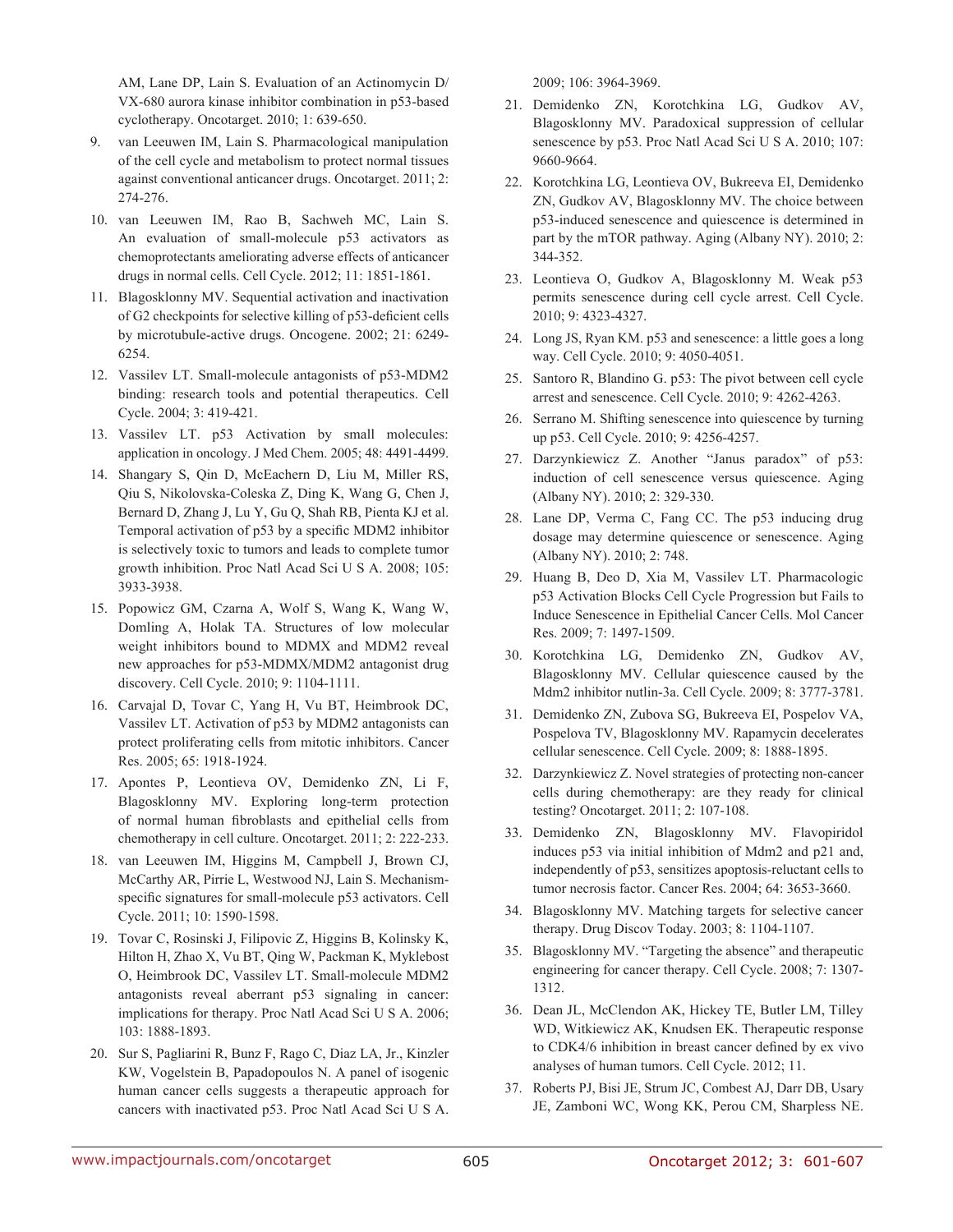AM, Lane DP, Lain S. Evaluation of an Actinomycin D/ VX-680 aurora kinase inhibitor combination in p53-based cyclotherapy. Oncotarget. 2010; 1: 639-650.

9. van Leeuwen IM, Lain S. Pharmacological manipulation of the cell cycle and metabolism to protect normal tissues against conventional anticancer drugs. Oncotarget. 2011; 2: 274-276.

10. van Leeuwen IM, Rao B, Sachweh MC, Lain S. An evaluation of small-molecule p53 activators as chemoprotectants ameliorating adverse effects of anticancer drugs in normal cells. Cell Cycle. 2012; 11: 1851-1861.

11. Blagosklonny MV. Sequential activation and inactivation of G2 checkpoints for selective killing of p53-deficient cells by microtubule-active drugs. Oncogene. 2002; 21: 6249-6254.

12. Vassilev LT. Small-molecule antagonists of p53-MDM2 binding: research tools and potential therapeutics. Cell Cycle. 2004; 3: 419-421.

13. Vassilev LT. p53 Activation by small molecules: application in oncology. J Med Chem. 2005; 48: 4491-4499.

14. Shangary S, Qin D, McEachern D, Liu M, Miller RS, Qiu S, Nikolovska-Coleska Z, Ding K, Wang G, Chen J, Bernard D, Zhang J, Lu Y, Gu Q, Shah RB, Pienta KJ et al. Temporal activation of p53 by a specific MDM2 inhibitor is selectively toxic to tumors and leads to complete tumor growth inhibition. Proc Natl Acad Sci U S A. 2008; 105: 3933-3938.

15. Popowicz GM, Czarna A, Wolf S, Wang K, Wang W, Domling A, Holak TA. Structures of low molecular weight inhibitors bound to MDMX and MDM2 reveal new approaches for p53-MDMX/MDM2 antagonist drug discovery. Cell Cycle. 2010; 9: 1104-1111.

16. Carvajal D, Tovar C, Yang H, Vu BT, Heimbrook DC, Vassilev LT. Activation of p53 by MDM2 antagonists can protect proliferating cells from mitotic inhibitors. Cancer Res. 2005; 65: 1918-1924.

17. Apontes P, Leontieva OV, Demidenko ZN, Li F, Blagosklonny MV. Exploring long-term protection of normal human fibroblasts and epithelial cells from chemotherapy in cell culture. Oncotarget. 2011; 2: 222-233.

18. van Leeuwen IM, Higgins M, Campbell J, Brown CJ, McCarthy AR, Pirrie L, Westwood NJ, Lain S. Mechanism-specific signatures for small-molecule p53 activators. Cell Cycle. 2011; 10: 1590-1598.

19. Tovar C, Rosinski J, Filipovic Z, Higgins B, Kolinsky K, Hilton H, Zhao X, Vu BT, Qing W, Packman K, Myklebost O, Heimbrook DC, Vassilev LT. Small-molecule MDM2 antagonists reveal aberrant p53 signaling in cancer: implications for therapy. Proc Natl Acad Sci U S A. 2006; 103: 1888-1893.

20. Sur S, Pagliarini R, Bunz F, Rago C, Diaz LA, Jr., Kinzler KW, Vogelstein B, Papadopoulos N. A panel of isogenic human cancer cells suggests a therapeutic approach for cancers with inactivated p53. Proc Natl Acad Sci U S A. 2009; 106: 3964-3969.

21. Demidenko ZN, Korotchkina LG, Gudkov AV, Blagosklonny MV. Paradoxical suppression of cellular senescence by p53. Proc Natl Acad Sci U S A. 2010; 107: 9660-9664.

22. Korotchkina LG, Leontieva OV, Bukreeva EI, Demidenko ZN, Gudkov AV, Blagosklonny MV. The choice between p53-induced senescence and quiescence is determined in part by the mTOR pathway. Aging (Albany NY). 2010; 2: 344-352.

23. Leontieva O, Gudkov A, Blagosklonny M. Weak p53 permits senescence during cell cycle arrest. Cell Cycle. 2010; 9: 4323-4327.

24. Long JS, Ryan KM. p53 and senescence: a little goes a long way. Cell Cycle. 2010; 9: 4050-4051.

25. Santoro R, Blandino G. p53: The pivot between cell cycle arrest and senescence. Cell Cycle. 2010; 9: 4262-4263.

26. Serrano M. Shifting senescence into quiescence by turning up p53. Cell Cycle. 2010; 9: 4256-4257.

27. Darzynkiewicz Z. Another "Janus paradox" of p53: induction of cell senescence versus quiescence. Aging (Albany NY). 2010; 2: 329-330.

28. Lane DP, Verma C, Fang CC. The p53 inducing drug dosage may determine quiescence or senescence. Aging (Albany NY). 2010; 2: 748.

29. Huang B, Deo D, Xia M, Vassilev LT. Pharmacologic p53 Activation Blocks Cell Cycle Progression but Fails to Induce Senescence in Epithelial Cancer Cells. Mol Cancer Res. 2009; 7: 1497-1509.

30. Korotchkina LG, Demidenko ZN, Gudkov AV, Blagosklonny MV. Cellular quiescence caused by the Mdm2 inhibitor nutlin-3a. Cell Cycle. 2009; 8: 3777-3781.

31. Demidenko ZN, Zubova SG, Bukreeva EI, Pospelov VA, Pospelova TV, Blagosklonny MV. Rapamycin decelerates cellular senescence. Cell Cycle. 2009; 8: 1888-1895.

32. Darzynkiewicz Z. Novel strategies of protecting non-cancer cells during chemotherapy: are they ready for clinical testing? Oncotarget. 2011; 2: 107-108.

33. Demidenko ZN, Blagosklonny MV. Flavopiridol induces p53 via initial inhibition of Mdm2 and p21 and, independently of p53, sensitizes apoptosis-reluctant cells to tumor necrosis factor. Cancer Res. 2004; 64: 3653-3660.

34. Blagosklonny MV. Matching targets for selective cancer therapy. Drug Discov Today. 2003; 8: 1104-1107.

35. Blagosklonny MV. "Targeting the absence" and therapeutic engineering for cancer therapy. Cell Cycle. 2008; 7: 1307-1312.

36. Dean JL, McClendon AK, Hickey TE, Butler LM, Tilley WD, Witkiewicz AK, Knudsen EK. Therapeutic response to CDK4/6 inhibition in breast cancer defined by ex vivo analyses of human tumors. Cell Cycle. 2012; 11.

37. Roberts PJ, Bisi JE, Strum JC, Combest AJ, Darr DB, Usary JE, Zamboni WC, Wong KK, Perou CM, Sharpless NE.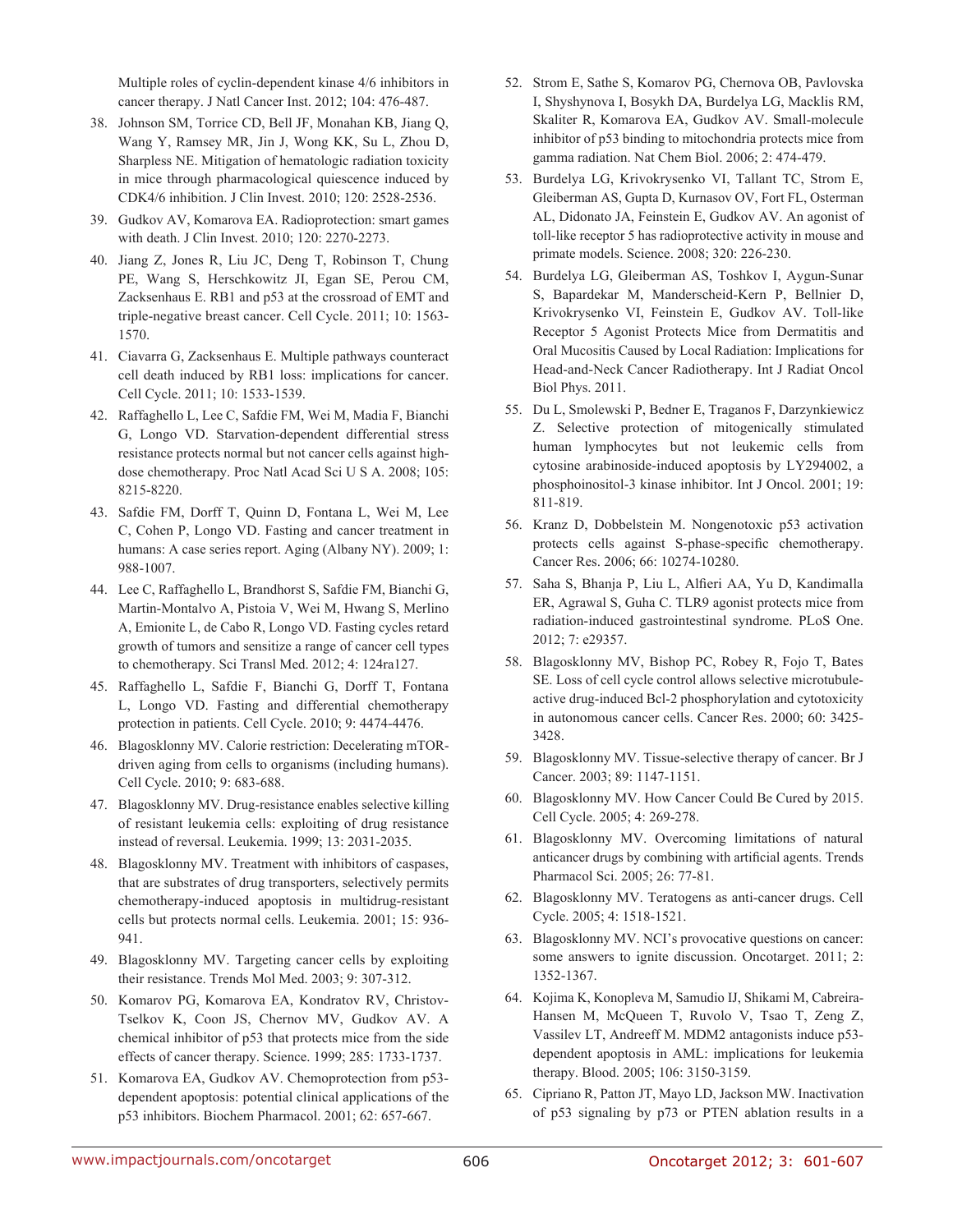Multiple roles of cyclin-dependent kinase 4/6 inhibitors in cancer therapy. J Natl Cancer Inst. 2012; 104: 476-487.

38. Johnson SM, Torrice CD, Bell JF, Monahan KB, Jiang Q, Wang Y, Ramsey MR, Jin J, Wong KK, Su L, Zhou D, Sharpless NE. Mitigation of hematologic radiation toxicity in mice through pharmacological quiescence induced by CDK4/6 inhibition. J Clin Invest. 2010; 120: 2528-2536.

39. Gudkov AV, Komarova EA. Radioprotection: smart games with death. J Clin Invest. 2010; 120: 2270-2273.

40. Jiang Z, Jones R, Liu JC, Deng T, Robinson T, Chung PE, Wang S, Herschkowitz JI, Egan SE, Perou CM, Zacksenhaus E. RB1 and p53 at the crossroad of EMT and triple-negative breast cancer. Cell Cycle. 2011; 10: 1563-1570.

41. Ciavarra G, Zacksenhaus E. Multiple pathways counteract cell death induced by RB1 loss: implications for cancer. Cell Cycle. 2011; 10: 1533-1539.

42. Raffaghello L, Lee C, Safdie FM, Wei M, Madia F, Bianchi G, Longo VD. Starvation-dependent differential stress resistance protects normal but not cancer cells against high-dose chemotherapy. Proc Natl Acad Sci U S A. 2008; 105: 8215-8220.

43. Safdie FM, Dorff T, Quinn D, Fontana L, Wei M, Lee C, Cohen P, Longo VD. Fasting and cancer treatment in humans: A case series report. Aging (Albany NY). 2009; 1: 988-1007.

44. Lee C, Raffaghello L, Brandhorst S, Safdie FM, Bianchi G, Martin-Montalvo A, Pistoia V, Wei M, Hwang S, Merlino A, Emionite L, de Cabo R, Longo VD. Fasting cycles retard growth of tumors and sensitize a range of cancer cell types to chemotherapy. Sci Transl Med. 2012; 4: 124ra127.

45. Raffaghello L, Safdie F, Bianchi G, Dorff T, Fontana L, Longo VD. Fasting and differential chemotherapy protection in patients. Cell Cycle. 2010; 9: 4474-4476.

46. Blagosklonny MV. Calorie restriction: Decelerating mTOR-driven aging from cells to organisms (including humans). Cell Cycle. 2010; 9: 683-688.

47. Blagosklonny MV. Drug-resistance enables selective killing of resistant leukemia cells: exploiting of drug resistance instead of reversal. Leukemia. 1999; 13: 2031-2035.

48. Blagosklonny MV. Treatment with inhibitors of caspases, that are substrates of drug transporters, selectively permits chemotherapy-induced apoptosis in multidrug-resistant cells but protects normal cells. Leukemia. 2001; 15: 936-941.

49. Blagosklonny MV. Targeting cancer cells by exploiting their resistance. Trends Mol Med. 2003; 9: 307-312.

50. Komarov PG, Komarova EA, Kondratov RV, Christov-Tselkov K, Coon JS, Chernov MV, Gudkov AV. A chemical inhibitor of p53 that protects mice from the side effects of cancer therapy. Science. 1999; 285: 1733-1737.

51. Komarova EA, Gudkov AV. Chemoprotection from p53-dependent apoptosis: potential clinical applications of the p53 inhibitors. Biochem Pharmacol. 2001; 62: 657-667.

52. Strom E, Sathe S, Komarov PG, Chernova OB, Pavlovska I, Shyshynova I, Bosykh DA, Burdelya LG, Macklis RM, Skaliter R, Komarova EA, Gudkov AV. Small-molecule inhibitor of p53 binding to mitochondria protects mice from gamma radiation. Nat Chem Biol. 2006; 2: 474-479.

53. Burdelya LG, Krivokrysenko VI, Tallant TC, Strom E, Gleiberman AS, Gupta D, Kurnasov OV, Fort FL, Osterman AL, Didonato JA, Feinstein E, Gudkov AV. An agonist of toll-like receptor 5 has radioprotective activity in mouse and primate models. Science. 2008; 320: 226-230.

54. Burdelya LG, Gleiberman AS, Toshkov I, Aygun-Sunar S, Bapardekar M, Manderscheid-Kern P, Bellnier D, Krivokrysenko VI, Feinstein E, Gudkov AV. Toll-like Receptor 5 Agonist Protects Mice from Dermatitis and Oral Mucositis Caused by Local Radiation: Implications for Head-and-Neck Cancer Radiotherapy. Int J Radiat Oncol Biol Phys. 2011.

55. Du L, Smolewski P, Bedner E, Traganos F, Darzynkiewicz Z. Selective protection of mitogenically stimulated human lymphocytes but not leukemic cells from cytosine arabinoside-induced apoptosis by LY294002, a phosphoinositol-3 kinase inhibitor. Int J Oncol. 2001; 19: 811-819.

56. Kranz D, Dobbelstein M. Nongenotoxic p53 activation protects cells against S-phase-specific chemotherapy. Cancer Res. 2006; 66: 10274-10280.

57. Saha S, Bhanja P, Liu L, Alfieri AA, Yu D, Kandimalla ER, Agrawal S, Guha C. TLR9 agonist protects mice from radiation-induced gastrointestinal syndrome. PLoS One. 2012; 7: e29357.

58. Blagosklonny MV, Bishop PC, Robey R, Fojo T, Bates SE. Loss of cell cycle control allows selective microtubule-active drug-induced Bcl-2 phosphorylation and cytotoxicity in autonomous cancer cells. Cancer Res. 2000; 60: 3425-3428.

59. Blagosklonny MV. Tissue-selective therapy of cancer. Br J Cancer. 2003; 89: 1147-1151.

60. Blagosklonny MV. How Cancer Could Be Cured by 2015. Cell Cycle. 2005; 4: 269-278.

61. Blagosklonny MV. Overcoming limitations of natural anticancer drugs by combining with artificial agents. Trends Pharmacol Sci. 2005; 26: 77-81.

62. Blagosklonny MV. Teratogens as anti-cancer drugs. Cell Cycle. 2005; 4: 1518-1521.

63. Blagosklonny MV. NCI's provocative questions on cancer: some answers to ignite discussion. Oncotarget. 2011; 2: 1352-1367.

64. Kojima K, Konopleva M, Samudio IJ, Shikami M, Cabreira-Hansen M, McQueen T, Ruvolo V, Tsao T, Zeng Z, Vassilev LT, Andreeff M. MDM2 antagonists induce p53-dependent apoptosis in AML: implications for leukemia therapy. Blood. 2005; 106: 3150-3159.

65. Cipriano R, Patton JT, Mayo LD, Jackson MW. Inactivation of p53 signaling by p73 or PTEN ablation results in a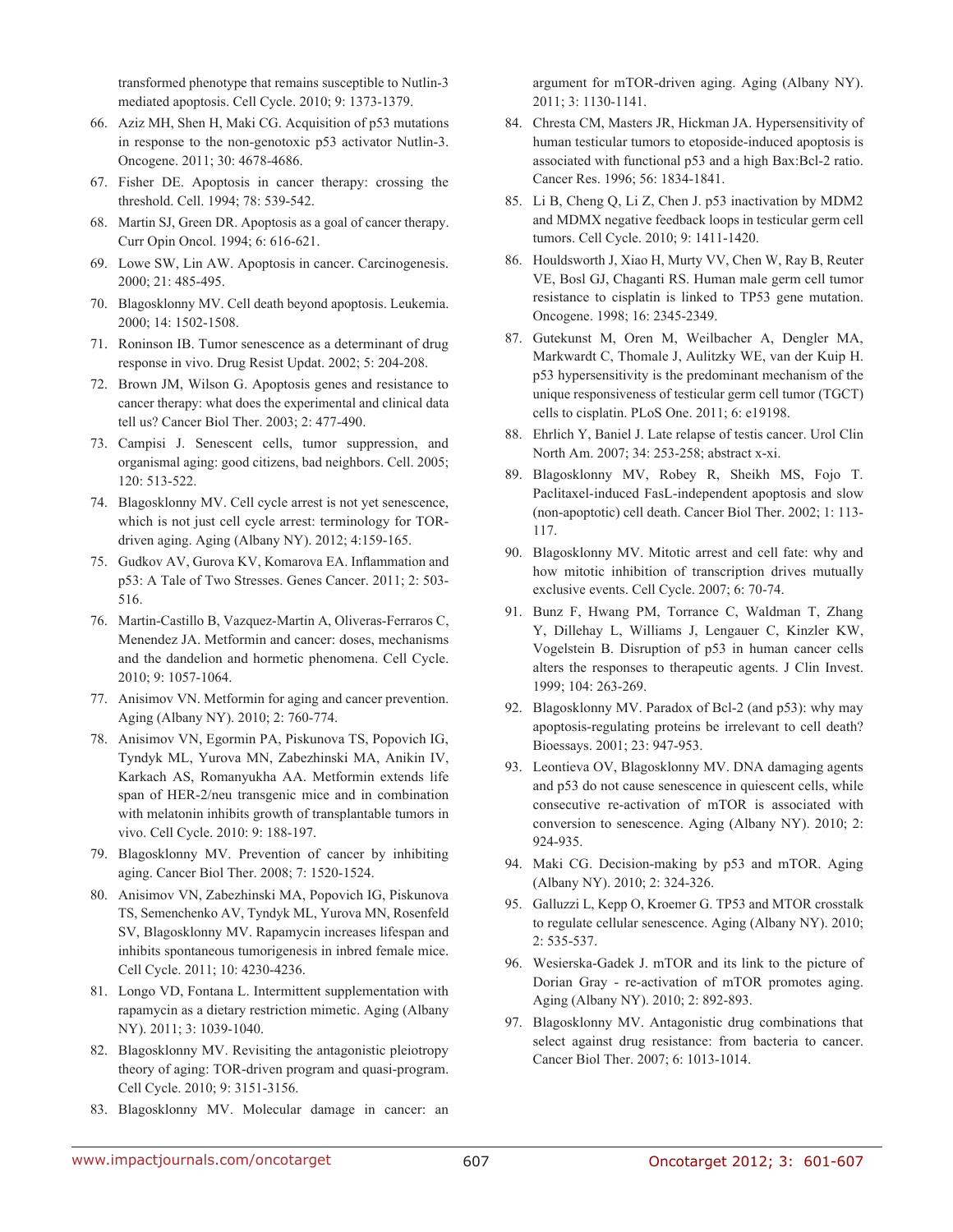transformed phenotype that remains susceptible to Nutlin-3 mediated apoptosis. Cell Cycle. 2010; 9: 1373-1379.

66. Aziz MH, Shen H, Maki CG. Acquisition of p53 mutations in response to the non-genotoxic p53 activator Nutlin-3. Oncogene. 2011; 30: 4678-4686.

67. Fisher DE. Apoptosis in cancer therapy: crossing the threshold. Cell. 1994; 78: 539-542.

68. Martin SJ, Green DR. Apoptosis as a goal of cancer therapy. Curr Opin Oncol. 1994; 6: 616-621.

69. Lowe SW, Lin AW. Apoptosis in cancer. Carcinogenesis. 2000; 21: 485-495.

70. Blagosklonny MV. Cell death beyond apoptosis. Leukemia. 2000; 14: 1502-1508.

71. Roninson IB. Tumor senescence as a determinant of drug response in vivo. Drug Resist Updat. 2002; 5: 204-208.

72. Brown JM, Wilson G. Apoptosis genes and resistance to cancer therapy: what does the experimental and clinical data tell us? Cancer Biol Ther. 2003; 2: 477-490.

73. Campisi J. Senescent cells, tumor suppression, and organismal aging: good citizens, bad neighbors. Cell. 2005; 120: 513-522.

74. Blagosklonny MV. Cell cycle arrest is not yet senescence, which is not just cell cycle arrest: terminology for TOR-driven aging. Aging (Albany NY). 2012; 4:159-165.

75. Gudkov AV, Gurova KV, Komarova EA. Inflammation and p53: A Tale of Two Stresses. Genes Cancer. 2011; 2: 503-516.

76. Martin-Castillo B, Vazquez-Martin A, Oliveras-Ferraros C, Menendez JA. Metformin and cancer: doses, mechanisms and the dandelion and hormetic phenomena. Cell Cycle. 2010; 9: 1057-1064.

77. Anisimov VN. Metformin for aging and cancer prevention. Aging (Albany NY). 2010; 2: 760-774.

78. Anisimov VN, Egormin PA, Piskunova TS, Popovich IG, Tyndyk ML, Yurova MN, Zabezhinski MA, Anikin IV, Karkach AS, Romanyukha AA. Metformin extends life span of HER-2/neu transgenic mice and in combination with melatonin inhibits growth of transplantable tumors in vivo. Cell Cycle. 2010: 9: 188-197.

79. Blagosklonny MV. Prevention of cancer by inhibiting aging. Cancer Biol Ther. 2008; 7: 1520-1524.

80. Anisimov VN, Zabezhinski MA, Popovich IG, Piskunova TS, Semenchenko AV, Tyndyk ML, Yurova MN, Rosenfeld SV, Blagosklonny MV. Rapamycin increases lifespan and inhibits spontaneous tumorigenesis in inbred female mice. Cell Cycle. 2011; 10: 4230-4236.

81. Longo VD, Fontana L. Intermittent supplementation with rapamycin as a dietary restriction mimetic. Aging (Albany NY). 2011; 3: 1039-1040.

82. Blagosklonny MV. Revisiting the antagonistic pleiotropy theory of aging: TOR-driven program and quasi-program. Cell Cycle. 2010; 9: 3151-3156.

83. Blagosklonny MV. Molecular damage in cancer: an argument for mTOR-driven aging. Aging (Albany NY). 2011; 3: 1130-1141.

84. Chresta CM, Masters JR, Hickman JA. Hypersensitivity of human testicular tumors to etoposide-induced apoptosis is associated with functional p53 and a high Bax:Bcl-2 ratio. Cancer Res. 1996; 56: 1834-1841.

85. Li B, Cheng Q, Li Z, Chen J. p53 inactivation by MDM2 and MDMX negative feedback loops in testicular germ cell tumors. Cell Cycle. 2010; 9: 1411-1420.

86. Houldsworth J, Xiao H, Murty VV, Chen W, Ray B, Reuter VE, Bosl GJ, Chaganti RS. Human male germ cell tumor resistance to cisplatin is linked to TP53 gene mutation. Oncogene. 1998; 16: 2345-2349.

87. Gutekunst M, Oren M, Weilbacher A, Dengler MA, Markwardt C, Thomale J, Aulitzky WE, van der Kuip H. p53 hypersensitivity is the predominant mechanism of the unique responsiveness of testicular germ cell tumor (TGCT) cells to cisplatin. PLoS One. 2011; 6: e19198.

88. Ehrlich Y, Baniel J. Late relapse of testis cancer. Urol Clin North Am. 2007; 34: 253-258; abstract x-xi.

89. Blagosklonny MV, Robey R, Sheikh MS, Fojo T. Paclitaxel-induced FasL-independent apoptosis and slow (non-apoptotic) cell death. Cancer Biol Ther. 2002; 1: 113-117.

90. Blagosklonny MV. Mitotic arrest and cell fate: why and how mitotic inhibition of transcription drives mutually exclusive events. Cell Cycle. 2007; 6: 70-74.

91. Bunz F, Hwang PM, Torrance C, Waldman T, Zhang Y, Dillehay L, Williams J, Lengauer C, Kinzler KW, Vogelstein B. Disruption of p53 in human cancer cells alters the responses to therapeutic agents. J Clin Invest. 1999; 104: 263-269.

92. Blagosklonny MV. Paradox of Bcl-2 (and p53): why may apoptosis-regulating proteins be irrelevant to cell death? Bioessays. 2001; 23: 947-953.

93. Leontieva OV, Blagosklonny MV. DNA damaging agents and p53 do not cause senescence in quiescent cells, while consecutive re-activation of mTOR is associated with conversion to senescence. Aging (Albany NY). 2010; 2: 924-935.

94. Maki CG. Decision-making by p53 and mTOR. Aging (Albany NY). 2010; 2: 324-326.

95. Galluzzi L, Kepp O, Kroemer G. TP53 and MTOR crosstalk to regulate cellular senescence. Aging (Albany NY). 2010; 2: 535-537.

96. Wesierska-Gadek J. mTOR and its link to the picture of Dorian Gray - re-activation of mTOR promotes aging. Aging (Albany NY). 2010; 2: 892-893.

97. Blagosklonny MV. Antagonistic drug combinations that select against drug resistance: from bacteria to cancer. Cancer Biol Ther. 2007; 6: 1013-1014.